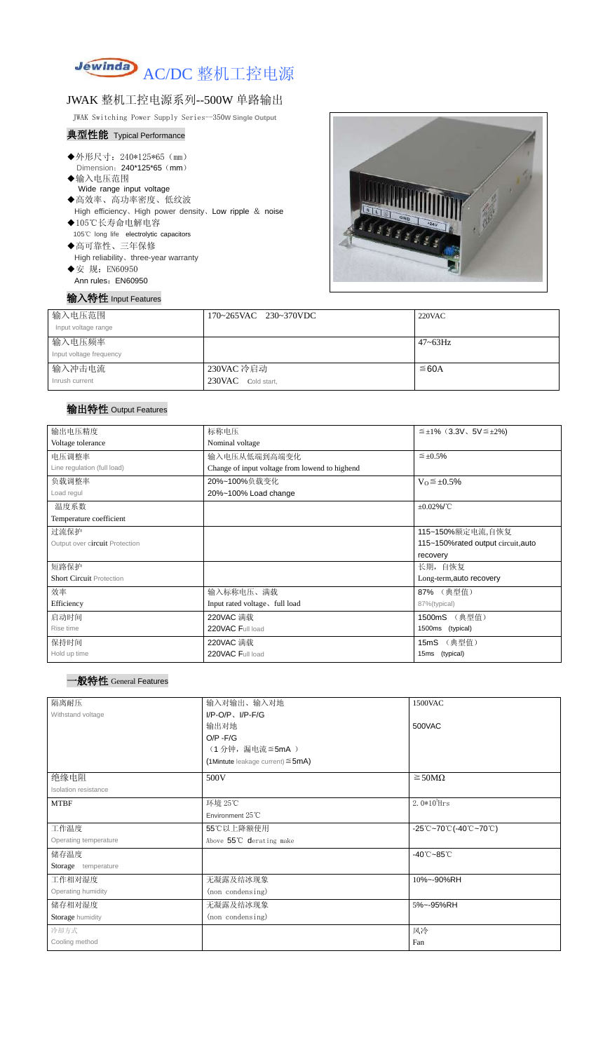# Jewinda AC/DC 整机工控电源

## JWAK 整机工控电源系列--500W 单路输出

JWAK Switching Power Supply Series—350W Single Output

### 典型性能 Typical Performance

- ◆外形尺寸：240*125*65（mm）
  Dimension：240*125*65（mm）
- ◆输入电压范围
  Wide range input voltage
- ◆高效率、高功率密度、低纹波
  High efficiency、High power density、Low ripple ＆ noise
- ◆105℃长寿命电解电容
  105℃ long life electrolytic capacitors
- ◆高可靠性、三年保修
  High reliability、three-year warranty
- ◆安 规：EN60950
  Ann rules：EN60950

### 输入特性 Input Features

| 输入电压范围 Input voltage range | 170~265VAC 230~370VDC | 220VAC |
|---|---|---|
| 输入电压频率 Input voltage frequency | | 47~63Hz |
| 输入冲击电流 Inrush current | 230VAC 冷启动 230VAC Cold start, | ≦60A |

### 输出特性 Output Features

| 输出电压精度 Voltage tolerance | 标称电压 Nominal voltage | ≦±1%（3.3V、5V≦±2%） |
|---|---|---|
| 电压调整率 Line regulation (full load) | 输入电压从低端到高端变化 Change of input voltage from lowend to highend | ≦±0.5% |
| 负载调整率 Load regul | 20%~100%负载变化 20%~100% Load change | $V_O$≦±0.5% |
| 温度系数 Temperature coefficient | | ±0.02%/℃ |
| 过流保护 Output over circuit Protection | | 115~150%额定电流,自恢复 115~150%rated output circuit,auto recovery |
| 短路保护 Short Circuit Protection | | 长期，自恢复 Long-term,auto recovery |
| 效率 Efficiency | 输入标称电压、满载 Input rated voltage、full load | 87% （典型值） 87%(typical) |
| 启动时间 Rise time | 220VAC 满载 220VAC Full load | 1500mS （典型值） 1500ms (typical) |
| 保持时间 Hold up time | 220VAC 满载 220VAC Full load | 15mS （典型值） 15ms (typical) |

### 一般特性 General Features

| 隔离耐压 Withstand voltage | 输入对输出、输入对地 I/P-O/P、I/P-F/G 输出对地 O/P -F/G （1 分钟，漏电流≦5mA） (1Mintute leakage current)≦5mA) | 1500VAC 500VAC |
|---|---|---|
| 绝缘电阻 Isolation resistance | 500V | ≧50MΩ |
| MTBF | 环境 25℃ Environment 25℃ | $2.0*10^5$Hrs |
| 工作温度 Operating temperature | 55℃以上降额使用 Above 55℃ derating make | -25℃~70℃(-40℃~70℃) |
| 储存温度 Storage temperature | | -40℃~85℃ |
| 工作相对湿度 Operating humidity | 无凝露及结冰现象 (non condensing) | 10%~-90%RH |
| 储存相对湿度 Storage humidity | 无凝露及结冰现象 (non condensing) | 5%~-95%RH |
| 冷却方式 Cooling method | | 风冷 Fan |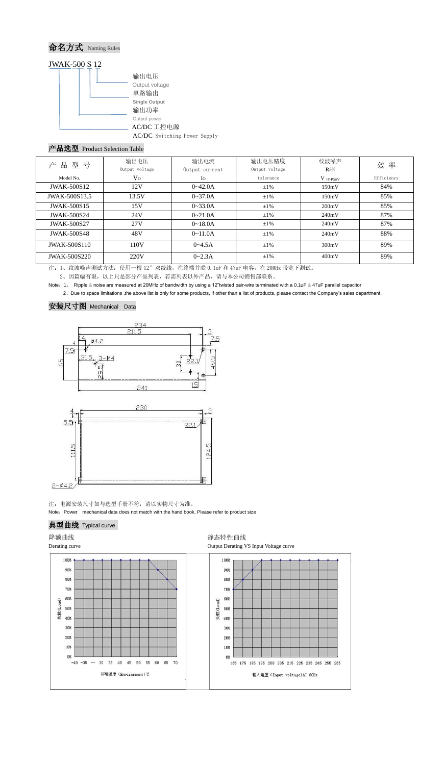## 命名方式 Naming Rules

JWAK-500 S 12

- 输出电压 Output voltage
- 单路输出 Single Output
- 输出功率 Output power
- AC/DC 工控电源 AC/DC Switching Power Supply

## 产品选型 Product Selection Table

| 产 品 型 号<br>Model No. | 输出电压<br>Output voltage<br>Vo | 输出电流<br>Output current<br>Io | 输出电压精度<br>Output voltage<br>tolerance | 纹波噪声<br>R&N<br>V (P-P)mV | 效 率<br>Efficiency |
|---|---|---|---|---|---|
| JWAK-500S12 | 12V | 0~42.0A | ±1% | 150mV | 84% |
| JWAK-500S13.5 | 13.5V | 0~37.0A | ±1% | 150mV | 85% |
| JWAK-500S15 | 15V | 0~33.0A | ±1% | 200mV | 85% |
| JWAK-500S24 | 24V | 0~21.0A | ±1% | 240mV | 87% |
| JWAK-500S27 | 27V | 0~18.0A | ±1% | 240mV | 87% |
| JWAK-500S48 | 48V | 0~11.0A | ±1% | 240mV | 88% |
| JWAK-500S110 | 110V | 0~4.5A | ±1% | 300mV | 89% |
| JWAK-500S220 | 220V | 0~2.3A | ±1% | 400mV | 89% |

注：1、纹波噪声测试方法：使用一根 12" 双绞线，在终端并联 0.1uF 和 47uF 电容，在 20MHz 带宽下测试。

2、因篇幅有限，以上只是部分产品列表，若需列表以外产品，请与本公司销售部联系。

Note：1、 Ripple & noise are measured at 20MHz of bandwidth by using a 12"twisted pair-wire terminated with a 0.1uF & 47uF parallel capacitor

2、Due to space limitations ,the above list is only for some products, If other than a list of products, please contact the Company's sales department.

## 安装尺寸图 Mechanical Data

234
211.5
3
14
Ø4.2
7.5
7.5
65
31.5
3-M4
29.5
30
R2.1
49.5
15
241

230
4
3
5.5
R2.1
111.5
124.5
2-Ø4.2

注：电源安装尺寸如与选型手册不符，请以实物尺寸为准。

Note：Power mechanical data does not match with the hand book, Please refer to product size

## 典型曲线 Typical curve

降额曲线

Derating curve

100%
90%
80%
70%
60%
50%
40%
30%
20%
10%
0%
负载(Load)
-40 -35 ··· 30 35 40 45 50 55 60 65 70
环境温度 (Environment)℃

静态特性曲线

Output Derating VS Input Voltage curve

100%
90%
80%
70%
60%
50%
40%
30%
20%
10%
0%
负载(Load)
165 175 185 195 200 205 215 225 235 245 255 265
输入电压 (Input voltage)AC 60Hz